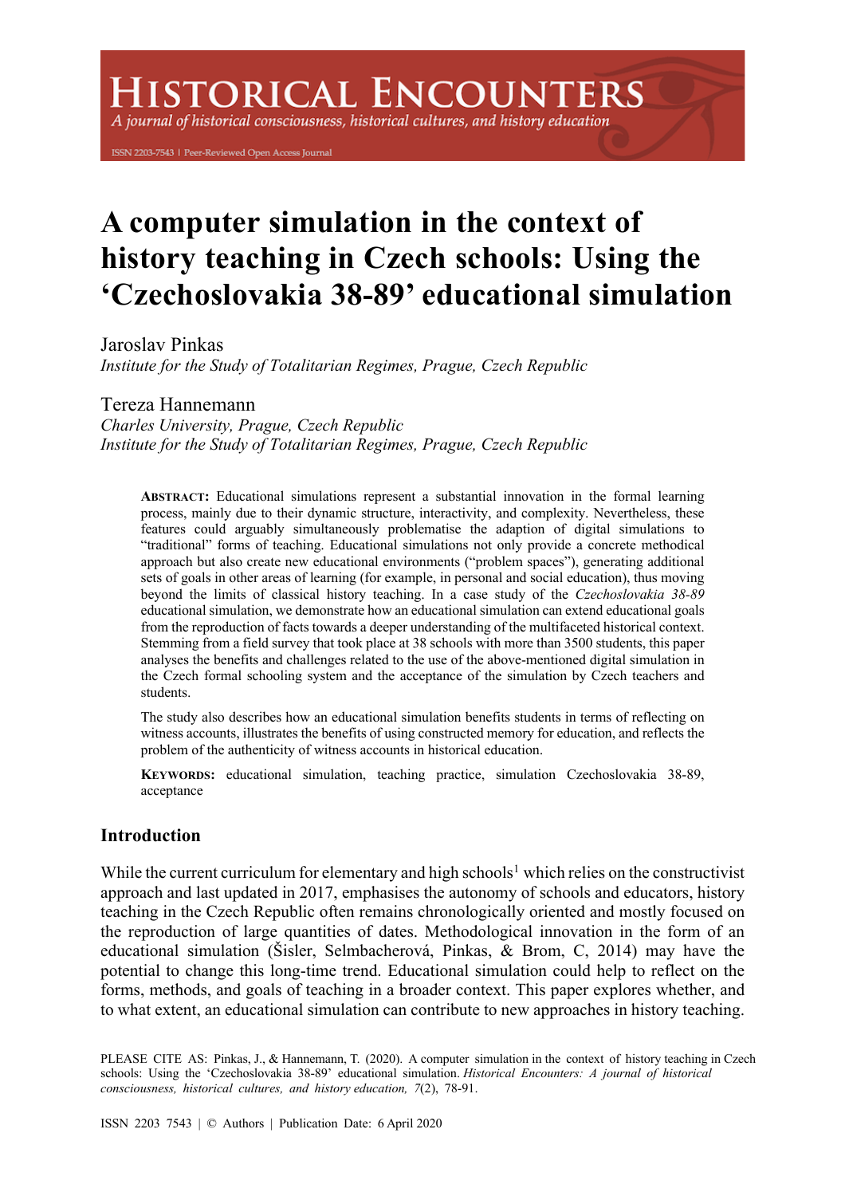# A computer simulation in the context of history teaching in Czech schools: Using the 'Czechoslovakia 38-89' educational simulation

Jaroslav Pinkas
*Institute for the Study of Totalitarian Regimes, Prague, Czech Republic*

Tereza Hannemann
*Charles University, Prague, Czech Republic*
*Institute for the Study of Totalitarian Regimes, Prague, Czech Republic*

**ABSTRACT:** Educational simulations represent a substantial innovation in the formal learning process, mainly due to their dynamic structure, interactivity, and complexity. Nevertheless, these features could arguably simultaneously problematise the adaption of digital simulations to "traditional" forms of teaching. Educational simulations not only provide a concrete methodical approach but also create new educational environments ("problem spaces"), generating additional sets of goals in other areas of learning (for example, in personal and social education), thus moving beyond the limits of classical history teaching. In a case study of the *Czechoslovakia 38-89* educational simulation, we demonstrate how an educational simulation can extend educational goals from the reproduction of facts towards a deeper understanding of the multifaceted historical context. Stemming from a field survey that took place at 38 schools with more than 3500 students, this paper analyses the benefits and challenges related to the use of the above-mentioned digital simulation in the Czech formal schooling system and the acceptance of the simulation by Czech teachers and students.

The study also describes how an educational simulation benefits students in terms of reflecting on witness accounts, illustrates the benefits of using constructed memory for education, and reflects the problem of the authenticity of witness accounts in historical education.

**KEYWORDS:** educational simulation, teaching practice, simulation Czechoslovakia 38-89, acceptance

## Introduction

While the current curriculum for elementary and high schools[1] which relies on the constructivist approach and last updated in 2017, emphasises the autonomy of schools and educators, history teaching in the Czech Republic often remains chronologically oriented and mostly focused on the reproduction of large quantities of dates. Methodological innovation in the form of an educational simulation (Šisler, Selmbacherová, Pinkas, & Brom, C, 2014) may have the potential to change this long-time trend. Educational simulation could help to reflect on the forms, methods, and goals of teaching in a broader context. This paper explores whether, and to what extent, an educational simulation can contribute to new approaches in history teaching.

PLEASE CITE AS: Pinkas, J., & Hannemann, T. (2020). A computer simulation in the context of history teaching in Czech schools: Using the 'Czechoslovakia 38-89' educational simulation. *Historical Encounters: A journal of historical consciousness, historical cultures, and history education, 7*(2), 78-91.

ISSN 2203 7543 | © Authors | Publication Date: 6 April 2020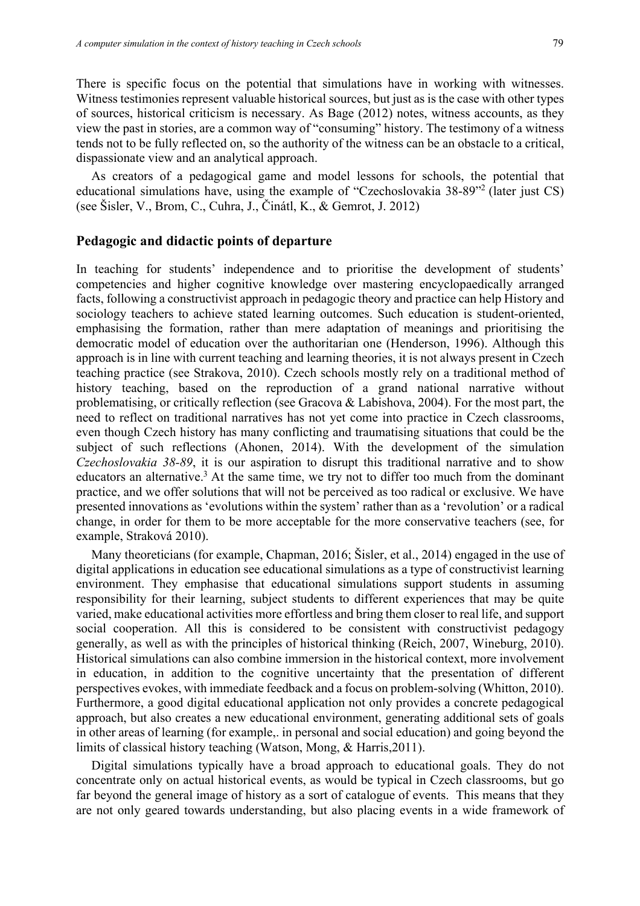There is specific focus on the potential that simulations have in working with witnesses. Witness testimonies represent valuable historical sources, but just as is the case with other types of sources, historical criticism is necessary. As Bage (2012) notes, witness accounts, as they view the past in stories, are a common way of "consuming" history. The testimony of a witness tends not to be fully reflected on, so the authority of the witness can be an obstacle to a critical, dispassionate view and an analytical approach.

As creators of a pedagogical game and model lessons for schools, the potential that educational simulations have, using the example of "Czechoslovakia 38-89"[2] (later just CS) (see Šisler, V., Brom, C., Cuhra, J., Činátl, K., & Gemrot, J. 2012)

## Pedagogic and didactic points of departure

In teaching for students' independence and to prioritise the development of students' competencies and higher cognitive knowledge over mastering encyclopaedically arranged facts, following a constructivist approach in pedagogic theory and practice can help History and sociology teachers to achieve stated learning outcomes. Such education is student-oriented, emphasising the formation, rather than mere adaptation of meanings and prioritising the democratic model of education over the authoritarian one (Henderson, 1996). Although this approach is in line with current teaching and learning theories, it is not always present in Czech teaching practice (see Strakova, 2010). Czech schools mostly rely on a traditional method of history teaching, based on the reproduction of a grand national narrative without problematising, or critically reflection (see Gracova & Labishova, 2004). For the most part, the need to reflect on traditional narratives has not yet come into practice in Czech classrooms, even though Czech history has many conflicting and traumatising situations that could be the subject of such reflections (Ahonen, 2014). With the development of the simulation *Czechoslovakia 38-89*, it is our aspiration to disrupt this traditional narrative and to show educators an alternative.[3] At the same time, we try not to differ too much from the dominant practice, and we offer solutions that will not be perceived as too radical or exclusive. We have presented innovations as 'evolutions within the system' rather than as a 'revolution' or a radical change, in order for them to be more acceptable for the more conservative teachers (see, for example, Straková 2010).

Many theoreticians (for example, Chapman, 2016; Šisler, et al., 2014) engaged in the use of digital applications in education see educational simulations as a type of constructivist learning environment. They emphasise that educational simulations support students in assuming responsibility for their learning, subject students to different experiences that may be quite varied, make educational activities more effortless and bring them closer to real life, and support social cooperation. All this is considered to be consistent with constructivist pedagogy generally, as well as with the principles of historical thinking (Reich, 2007, Wineburg, 2010). Historical simulations can also combine immersion in the historical context, more involvement in education, in addition to the cognitive uncertainty that the presentation of different perspectives evokes, with immediate feedback and a focus on problem-solving (Whitton, 2010). Furthermore, a good digital educational application not only provides a concrete pedagogical approach, but also creates a new educational environment, generating additional sets of goals in other areas of learning (for example,. in personal and social education) and going beyond the limits of classical history teaching (Watson, Mong, & Harris,2011).

Digital simulations typically have a broad approach to educational goals. They do not concentrate only on actual historical events, as would be typical in Czech classrooms, but go far beyond the general image of history as a sort of catalogue of events. This means that they are not only geared towards understanding, but also placing events in a wide framework of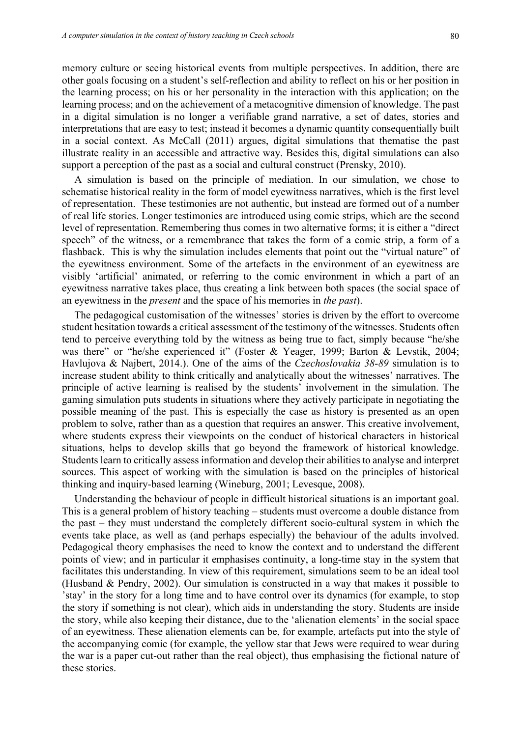memory culture or seeing historical events from multiple perspectives. In addition, there are other goals focusing on a student's self-reflection and ability to reflect on his or her position in the learning process; on his or her personality in the interaction with this application; on the learning process; and on the achievement of a metacognitive dimension of knowledge. The past in a digital simulation is no longer a verifiable grand narrative, a set of dates, stories and interpretations that are easy to test; instead it becomes a dynamic quantity consequentially built in a social context. As McCall (2011) argues, digital simulations that thematise the past illustrate reality in an accessible and attractive way. Besides this, digital simulations can also support a perception of the past as a social and cultural construct (Prensky, 2010).

A simulation is based on the principle of mediation. In our simulation, we chose to schematise historical reality in the form of model eyewitness narratives, which is the first level of representation. These testimonies are not authentic, but instead are formed out of a number of real life stories. Longer testimonies are introduced using comic strips, which are the second level of representation. Remembering thus comes in two alternative forms; it is either a "direct speech" of the witness, or a remembrance that takes the form of a comic strip, a form of a flashback. This is why the simulation includes elements that point out the "virtual nature" of the eyewitness environment. Some of the artefacts in the environment of an eyewitness are visibly 'artificial' animated, or referring to the comic environment in which a part of an eyewitness narrative takes place, thus creating a link between both spaces (the social space of an eyewitness in the *present* and the space of his memories in *the past*).

The pedagogical customisation of the witnesses' stories is driven by the effort to overcome student hesitation towards a critical assessment of the testimony of the witnesses. Students often tend to perceive everything told by the witness as being true to fact, simply because "he/she was there" or "he/she experienced it" (Foster & Yeager, 1999; Barton & Levstik, 2004; Havlujova & Najbert, 2014.). One of the aims of the *Czechoslovakia 38-89* simulation is to increase student ability to think critically and analytically about the witnesses' narratives. The principle of active learning is realised by the students' involvement in the simulation. The gaming simulation puts students in situations where they actively participate in negotiating the possible meaning of the past. This is especially the case as history is presented as an open problem to solve, rather than as a question that requires an answer. This creative involvement, where students express their viewpoints on the conduct of historical characters in historical situations, helps to develop skills that go beyond the framework of historical knowledge. Students learn to critically assess information and develop their abilities to analyse and interpret sources. This aspect of working with the simulation is based on the principles of historical thinking and inquiry-based learning (Wineburg, 2001; Levesque, 2008).

Understanding the behaviour of people in difficult historical situations is an important goal. This is a general problem of history teaching – students must overcome a double distance from the past – they must understand the completely different socio-cultural system in which the events take place, as well as (and perhaps especially) the behaviour of the adults involved. Pedagogical theory emphasises the need to know the context and to understand the different points of view; and in particular it emphasises continuity, a long-time stay in the system that facilitates this understanding. In view of this requirement, simulations seem to be an ideal tool (Husband & Pendry, 2002). Our simulation is constructed in a way that makes it possible to 'stay' in the story for a long time and to have control over its dynamics (for example, to stop the story if something is not clear), which aids in understanding the story. Students are inside the story, while also keeping their distance, due to the 'alienation elements' in the social space of an eyewitness. These alienation elements can be, for example, artefacts put into the style of the accompanying comic (for example, the yellow star that Jews were required to wear during the war is a paper cut-out rather than the real object), thus emphasising the fictional nature of these stories.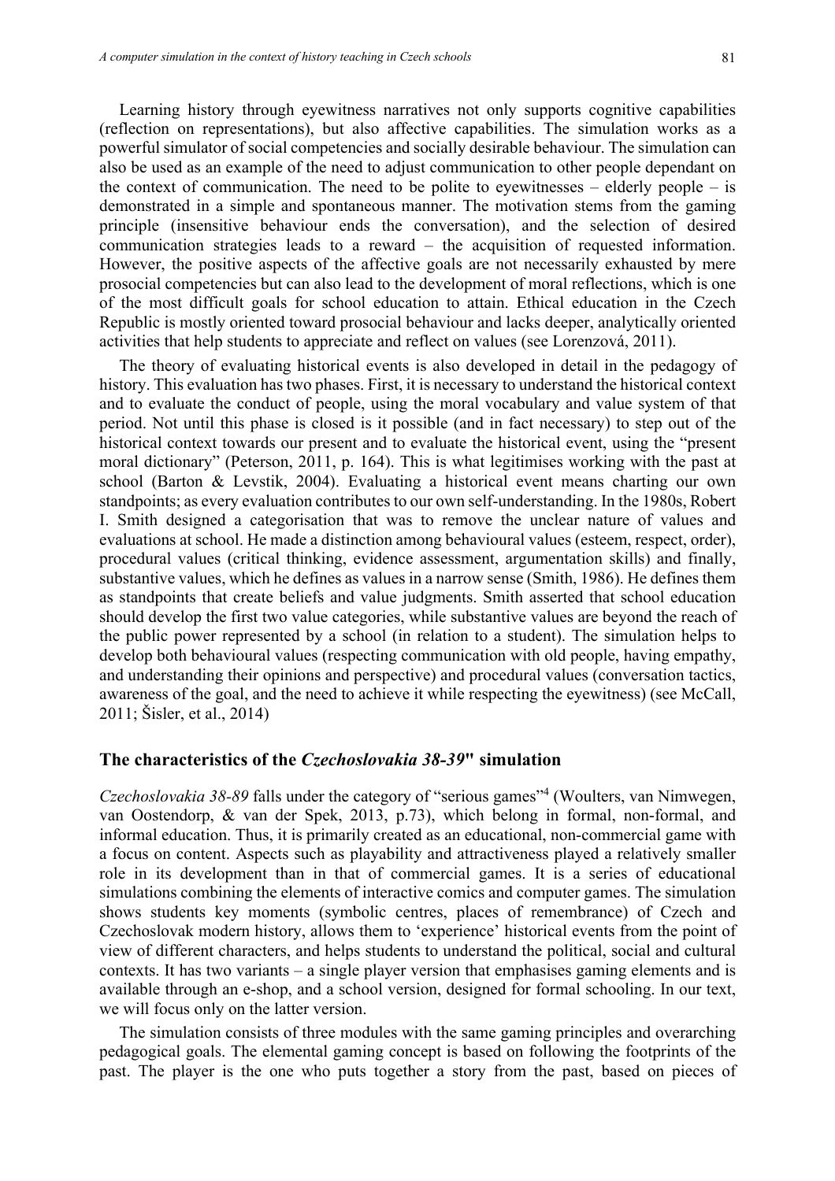Learning history through eyewitness narratives not only supports cognitive capabilities (reflection on representations), but also affective capabilities. The simulation works as a powerful simulator of social competencies and socially desirable behaviour. The simulation can also be used as an example of the need to adjust communication to other people dependant on the context of communication. The need to be polite to eyewitnesses – elderly people – is demonstrated in a simple and spontaneous manner. The motivation stems from the gaming principle (insensitive behaviour ends the conversation), and the selection of desired communication strategies leads to a reward – the acquisition of requested information. However, the positive aspects of the affective goals are not necessarily exhausted by mere prosocial competencies but can also lead to the development of moral reflections, which is one of the most difficult goals for school education to attain. Ethical education in the Czech Republic is mostly oriented toward prosocial behaviour and lacks deeper, analytically oriented activities that help students to appreciate and reflect on values (see Lorenzová, 2011).

The theory of evaluating historical events is also developed in detail in the pedagogy of history. This evaluation has two phases. First, it is necessary to understand the historical context and to evaluate the conduct of people, using the moral vocabulary and value system of that period. Not until this phase is closed is it possible (and in fact necessary) to step out of the historical context towards our present and to evaluate the historical event, using the "present moral dictionary" (Peterson, 2011, p. 164). This is what legitimises working with the past at school (Barton & Levstik, 2004). Evaluating a historical event means charting our own standpoints; as every evaluation contributes to our own self-understanding. In the 1980s, Robert I. Smith designed a categorisation that was to remove the unclear nature of values and evaluations at school. He made a distinction among behavioural values (esteem, respect, order), procedural values (critical thinking, evidence assessment, argumentation skills) and finally, substantive values, which he defines as values in a narrow sense (Smith, 1986). He defines them as standpoints that create beliefs and value judgments. Smith asserted that school education should develop the first two value categories, while substantive values are beyond the reach of the public power represented by a school (in relation to a student). The simulation helps to develop both behavioural values (respecting communication with old people, having empathy, and understanding their opinions and perspective) and procedural values (conversation tactics, awareness of the goal, and the need to achieve it while respecting the eyewitness) (see McCall, 2011; Šisler, et al., 2014)

## The characteristics of the *Czechoslovakia 38-39*" simulation

*Czechoslovakia 38-89* falls under the category of "serious games"[4] (Woulters, van Nimwegen, van Oostendorp, & van der Spek, 2013, p.73), which belong in formal, non-formal, and informal education. Thus, it is primarily created as an educational, non-commercial game with a focus on content. Aspects such as playability and attractiveness played a relatively smaller role in its development than in that of commercial games. It is a series of educational simulations combining the elements of interactive comics and computer games. The simulation shows students key moments (symbolic centres, places of remembrance) of Czech and Czechoslovak modern history, allows them to 'experience' historical events from the point of view of different characters, and helps students to understand the political, social and cultural contexts. It has two variants – a single player version that emphasises gaming elements and is available through an e-shop, and a school version, designed for formal schooling. In our text, we will focus only on the latter version.

The simulation consists of three modules with the same gaming principles and overarching pedagogical goals. The elemental gaming concept is based on following the footprints of the past. The player is the one who puts together a story from the past, based on pieces of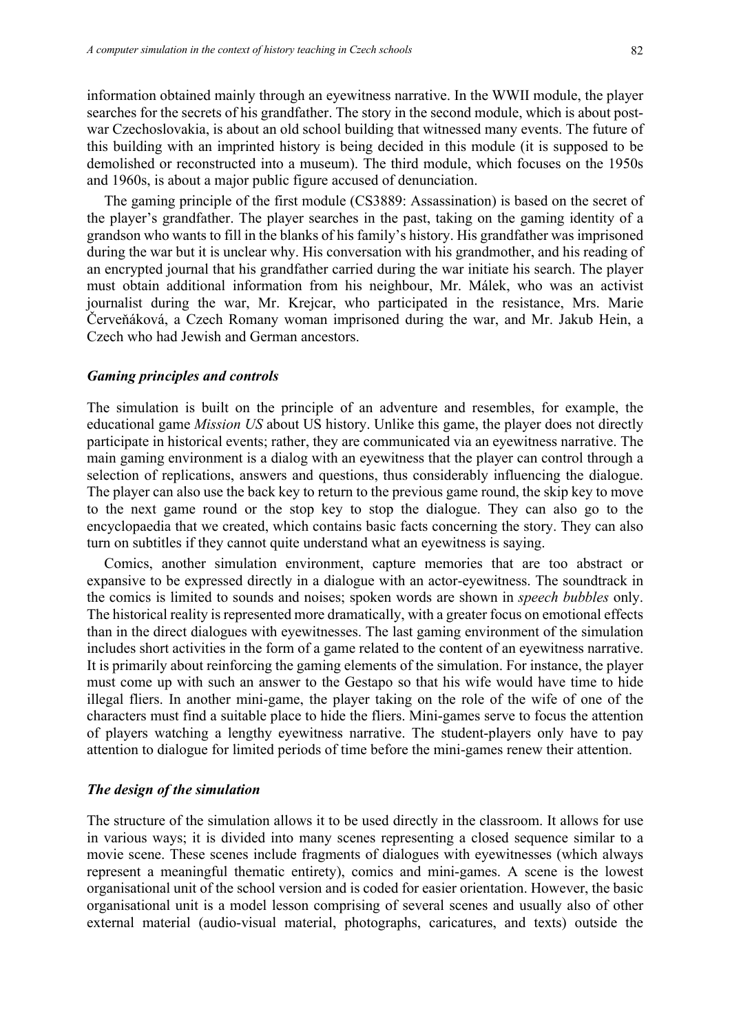information obtained mainly through an eyewitness narrative. In the WWII module, the player searches for the secrets of his grandfather. The story in the second module, which is about post-war Czechoslovakia, is about an old school building that witnessed many events. The future of this building with an imprinted history is being decided in this module (it is supposed to be demolished or reconstructed into a museum). The third module, which focuses on the 1950s and 1960s, is about a major public figure accused of denunciation.

The gaming principle of the first module (CS3889: Assassination) is based on the secret of the player's grandfather. The player searches in the past, taking on the gaming identity of a grandson who wants to fill in the blanks of his family's history. His grandfather was imprisoned during the war but it is unclear why. His conversation with his grandmother, and his reading of an encrypted journal that his grandfather carried during the war initiate his search. The player must obtain additional information from his neighbour, Mr. Málek, who was an activist journalist during the war, Mr. Krejcar, who participated in the resistance, Mrs. Marie Červeňáková, a Czech Romany woman imprisoned during the war, and Mr. Jakub Hein, a Czech who had Jewish and German ancestors.

### *Gaming principles and controls*

The simulation is built on the principle of an adventure and resembles, for example, the educational game *Mission US* about US history. Unlike this game, the player does not directly participate in historical events; rather, they are communicated via an eyewitness narrative. The main gaming environment is a dialog with an eyewitness that the player can control through a selection of replications, answers and questions, thus considerably influencing the dialogue. The player can also use the back key to return to the previous game round, the skip key to move to the next game round or the stop key to stop the dialogue. They can also go to the encyclopaedia that we created, which contains basic facts concerning the story. They can also turn on subtitles if they cannot quite understand what an eyewitness is saying.

Comics, another simulation environment, capture memories that are too abstract or expansive to be expressed directly in a dialogue with an actor-eyewitness. The soundtrack in the comics is limited to sounds and noises; spoken words are shown in *speech bubbles* only. The historical reality is represented more dramatically, with a greater focus on emotional effects than in the direct dialogues with eyewitnesses. The last gaming environment of the simulation includes short activities in the form of a game related to the content of an eyewitness narrative. It is primarily about reinforcing the gaming elements of the simulation. For instance, the player must come up with such an answer to the Gestapo so that his wife would have time to hide illegal fliers. In another mini-game, the player taking on the role of the wife of one of the characters must find a suitable place to hide the fliers. Mini-games serve to focus the attention of players watching a lengthy eyewitness narrative. The student-players only have to pay attention to dialogue for limited periods of time before the mini-games renew their attention.

### *The design of the simulation*

The structure of the simulation allows it to be used directly in the classroom. It allows for use in various ways; it is divided into many scenes representing a closed sequence similar to a movie scene. These scenes include fragments of dialogues with eyewitnesses (which always represent a meaningful thematic entirety), comics and mini-games. A scene is the lowest organisational unit of the school version and is coded for easier orientation. However, the basic organisational unit is a model lesson comprising of several scenes and usually also of other external material (audio-visual material, photographs, caricatures, and texts) outside the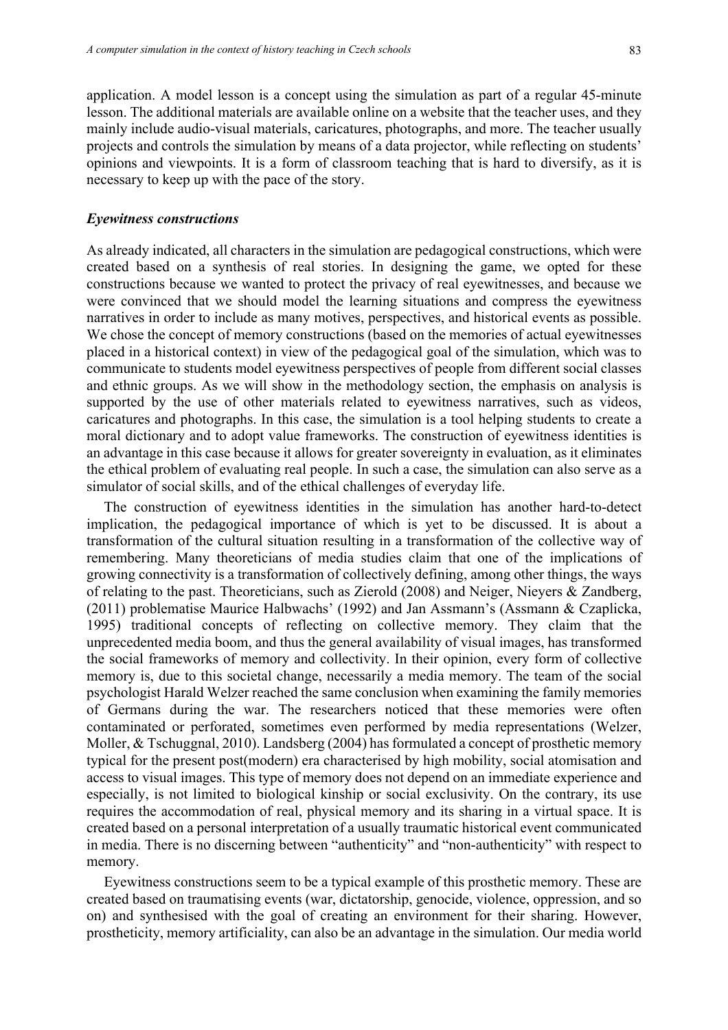application. A model lesson is a concept using the simulation as part of a regular 45-minute lesson. The additional materials are available online on a website that the teacher uses, and they mainly include audio-visual materials, caricatures, photographs, and more. The teacher usually projects and controls the simulation by means of a data projector, while reflecting on students' opinions and viewpoints. It is a form of classroom teaching that is hard to diversify, as it is necessary to keep up with the pace of the story.

### *Eyewitness constructions*

As already indicated, all characters in the simulation are pedagogical constructions, which were created based on a synthesis of real stories. In designing the game, we opted for these constructions because we wanted to protect the privacy of real eyewitnesses, and because we were convinced that we should model the learning situations and compress the eyewitness narratives in order to include as many motives, perspectives, and historical events as possible. We chose the concept of memory constructions (based on the memories of actual eyewitnesses placed in a historical context) in view of the pedagogical goal of the simulation, which was to communicate to students model eyewitness perspectives of people from different social classes and ethnic groups. As we will show in the methodology section, the emphasis on analysis is supported by the use of other materials related to eyewitness narratives, such as videos, caricatures and photographs. In this case, the simulation is a tool helping students to create a moral dictionary and to adopt value frameworks. The construction of eyewitness identities is an advantage in this case because it allows for greater sovereignty in evaluation, as it eliminates the ethical problem of evaluating real people. In such a case, the simulation can also serve as a simulator of social skills, and of the ethical challenges of everyday life.

The construction of eyewitness identities in the simulation has another hard-to-detect implication, the pedagogical importance of which is yet to be discussed. It is about a transformation of the cultural situation resulting in a transformation of the collective way of remembering. Many theoreticians of media studies claim that one of the implications of growing connectivity is a transformation of collectively defining, among other things, the ways of relating to the past. Theoreticians, such as Zierold (2008) and Neiger, Nieyers & Zandberg, (2011) problematise Maurice Halbwachs' (1992) and Jan Assmann's (Assmann & Czaplicka, 1995) traditional concepts of reflecting on collective memory. They claim that the unprecedented media boom, and thus the general availability of visual images, has transformed the social frameworks of memory and collectivity. In their opinion, every form of collective memory is, due to this societal change, necessarily a media memory. The team of the social psychologist Harald Welzer reached the same conclusion when examining the family memories of Germans during the war. The researchers noticed that these memories were often contaminated or perforated, sometimes even performed by media representations (Welzer, Moller, & Tschuggnal, 2010). Landsberg (2004) has formulated a concept of prosthetic memory typical for the present post(modern) era characterised by high mobility, social atomisation and access to visual images. This type of memory does not depend on an immediate experience and especially, is not limited to biological kinship or social exclusivity. On the contrary, its use requires the accommodation of real, physical memory and its sharing in a virtual space. It is created based on a personal interpretation of a usually traumatic historical event communicated in media. There is no discerning between "authenticity" and "non-authenticity" with respect to memory.

Eyewitness constructions seem to be a typical example of this prosthetic memory. These are created based on traumatising events (war, dictatorship, genocide, violence, oppression, and so on) and synthesised with the goal of creating an environment for their sharing. However, prostheticity, memory artificiality, can also be an advantage in the simulation. Our media world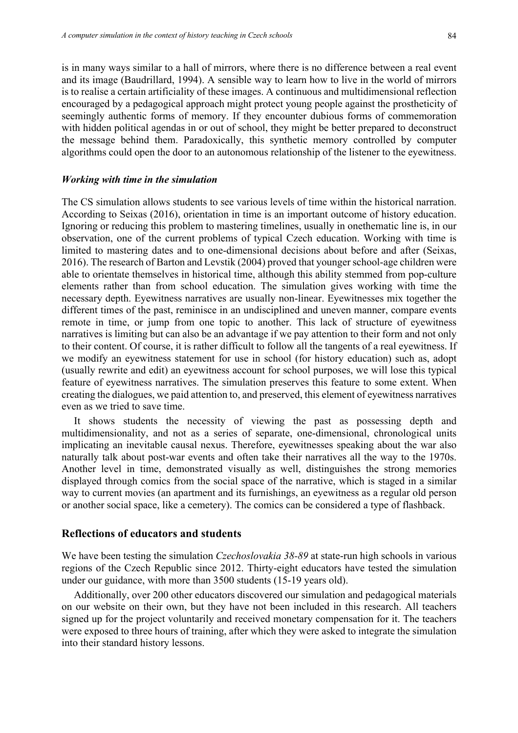is in many ways similar to a hall of mirrors, where there is no difference between a real event and its image (Baudrillard, 1994). A sensible way to learn how to live in the world of mirrors is to realise a certain artificiality of these images. A continuous and multidimensional reflection encouraged by a pedagogical approach might protect young people against the prostheticity of seemingly authentic forms of memory. If they encounter dubious forms of commemoration with hidden political agendas in or out of school, they might be better prepared to deconstruct the message behind them. Paradoxically, this synthetic memory controlled by computer algorithms could open the door to an autonomous relationship of the listener to the eyewitness.

### *Working with time in the simulation*

The CS simulation allows students to see various levels of time within the historical narration. According to Seixas (2016), orientation in time is an important outcome of history education. Ignoring or reducing this problem to mastering timelines, usually in onethematic line is, in our observation, one of the current problems of typical Czech education. Working with time is limited to mastering dates and to one-dimensional decisions about before and after (Seixas, 2016). The research of Barton and Levstik (2004) proved that younger school-age children were able to orientate themselves in historical time, although this ability stemmed from pop-culture elements rather than from school education. The simulation gives working with time the necessary depth. Eyewitness narratives are usually non-linear. Eyewitnesses mix together the different times of the past, reminisce in an undisciplined and uneven manner, compare events remote in time, or jump from one topic to another. This lack of structure of eyewitness narratives is limiting but can also be an advantage if we pay attention to their form and not only to their content. Of course, it is rather difficult to follow all the tangents of a real eyewitness. If we modify an eyewitness statement for use in school (for history education) such as, adopt (usually rewrite and edit) an eyewitness account for school purposes, we will lose this typical feature of eyewitness narratives. The simulation preserves this feature to some extent. When creating the dialogues, we paid attention to, and preserved, this element of eyewitness narratives even as we tried to save time.

It shows students the necessity of viewing the past as possessing depth and multidimensionality, and not as a series of separate, one-dimensional, chronological units implicating an inevitable causal nexus. Therefore, eyewitnesses speaking about the war also naturally talk about post-war events and often take their narratives all the way to the 1970s. Another level in time, demonstrated visually as well, distinguishes the strong memories displayed through comics from the social space of the narrative, which is staged in a similar way to current movies (an apartment and its furnishings, an eyewitness as a regular old person or another social space, like a cemetery). The comics can be considered a type of flashback.

## Reflections of educators and students

We have been testing the simulation *Czechoslovakia 38-89* at state-run high schools in various regions of the Czech Republic since 2012. Thirty-eight educators have tested the simulation under our guidance, with more than 3500 students (15-19 years old).

Additionally, over 200 other educators discovered our simulation and pedagogical materials on our website on their own, but they have not been included in this research. All teachers signed up for the project voluntarily and received monetary compensation for it. The teachers were exposed to three hours of training, after which they were asked to integrate the simulation into their standard history lessons.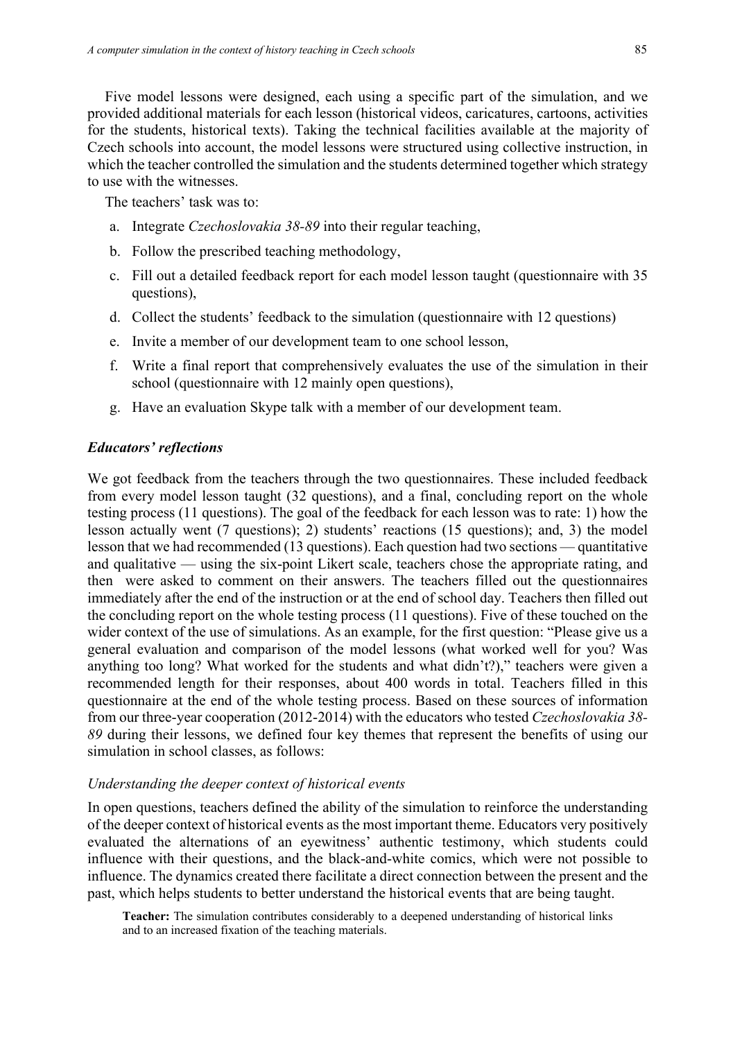Five model lessons were designed, each using a specific part of the simulation, and we provided additional materials for each lesson (historical videos, caricatures, cartoons, activities for the students, historical texts). Taking the technical facilities available at the majority of Czech schools into account, the model lessons were structured using collective instruction, in which the teacher controlled the simulation and the students determined together which strategy to use with the witnesses.

The teachers' task was to:

a. Integrate *Czechoslovakia 38-89* into their regular teaching,
b. Follow the prescribed teaching methodology,
c. Fill out a detailed feedback report for each model lesson taught (questionnaire with 35 questions),
d. Collect the students' feedback to the simulation (questionnaire with 12 questions)
e. Invite a member of our development team to one school lesson,
f. Write a final report that comprehensively evaluates the use of the simulation in their school (questionnaire with 12 mainly open questions),
g. Have an evaluation Skype talk with a member of our development team.

### *Educators' reflections*

We got feedback from the teachers through the two questionnaires. These included feedback from every model lesson taught (32 questions), and a final, concluding report on the whole testing process (11 questions). The goal of the feedback for each lesson was to rate: 1) how the lesson actually went (7 questions); 2) students' reactions (15 questions); and, 3) the model lesson that we had recommended (13 questions). Each question had two sections — quantitative and qualitative — using the six-point Likert scale, teachers chose the appropriate rating, and then were asked to comment on their answers. The teachers filled out the questionnaires immediately after the end of the instruction or at the end of school day. Teachers then filled out the concluding report on the whole testing process (11 questions). Five of these touched on the wider context of the use of simulations. As an example, for the first question: "Please give us a general evaluation and comparison of the model lessons (what worked well for you? Was anything too long? What worked for the students and what didn't?)," teachers were given a recommended length for their responses, about 400 words in total. Teachers filled in this questionnaire at the end of the whole testing process. Based on these sources of information from our three-year cooperation (2012-2014) with the educators who tested *Czechoslovakia 38-89* during their lessons, we defined four key themes that represent the benefits of using our simulation in school classes, as follows:

#### *Understanding the deeper context of historical events*

In open questions, teachers defined the ability of the simulation to reinforce the understanding of the deeper context of historical events as the most important theme. Educators very positively evaluated the alternations of an eyewitness' authentic testimony, which students could influence with their questions, and the black-and-white comics, which were not possible to influence. The dynamics created there facilitate a direct connection between the present and the past, which helps students to better understand the historical events that are being taught.

> **Teacher:** The simulation contributes considerably to a deepened understanding of historical links and to an increased fixation of the teaching materials.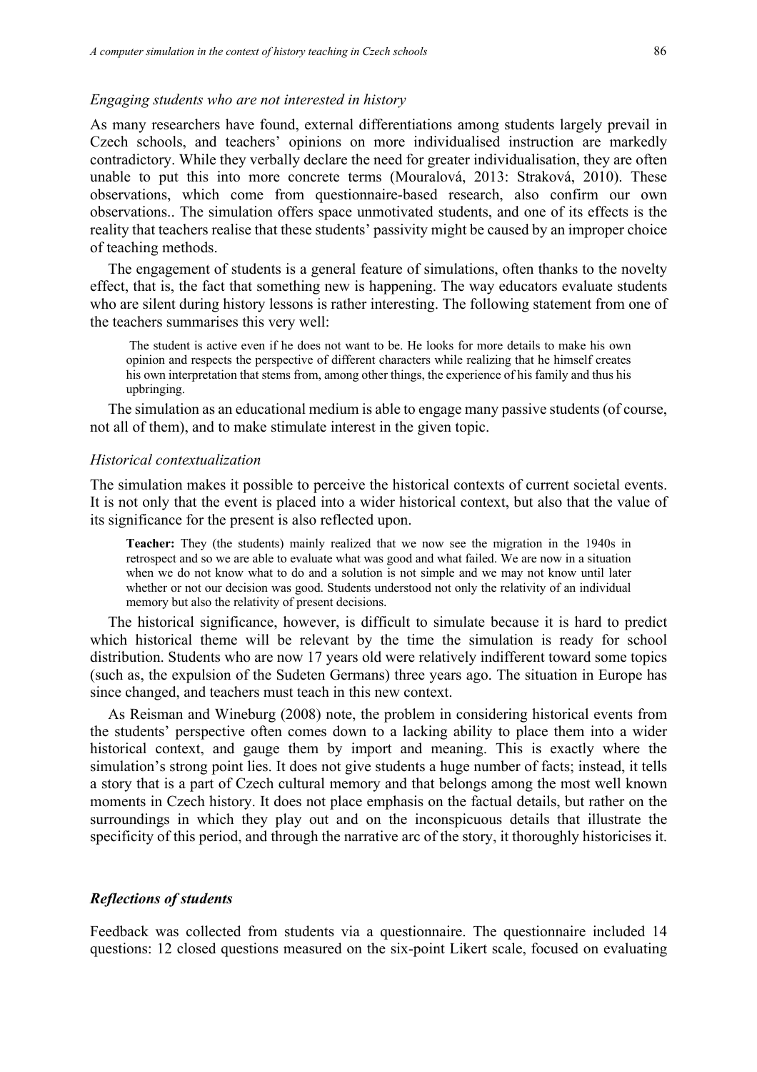*Engaging students who are not interested in history*

As many researchers have found, external differentiations among students largely prevail in Czech schools, and teachers' opinions on more individualised instruction are markedly contradictory. While they verbally declare the need for greater individualisation, they are often unable to put this into more concrete terms (Mouralová, 2013: Straková, 2010). These observations, which come from questionnaire-based research, also confirm our own observations.. The simulation offers space unmotivated students, and one of its effects is the reality that teachers realise that these students' passivity might be caused by an improper choice of teaching methods.

The engagement of students is a general feature of simulations, often thanks to the novelty effect, that is, the fact that something new is happening. The way educators evaluate students who are silent during history lessons is rather interesting. The following statement from one of the teachers summarises this very well:

> The student is active even if he does not want to be. He looks for more details to make his own opinion and respects the perspective of different characters while realizing that he himself creates his own interpretation that stems from, among other things, the experience of his family and thus his upbringing.

The simulation as an educational medium is able to engage many passive students (of course, not all of them), and to make stimulate interest in the given topic.

*Historical contextualization*

The simulation makes it possible to perceive the historical contexts of current societal events. It is not only that the event is placed into a wider historical context, but also that the value of its significance for the present is also reflected upon.

> **Teacher:** They (the students) mainly realized that we now see the migration in the 1940s in retrospect and so we are able to evaluate what was good and what failed. We are now in a situation when we do not know what to do and a solution is not simple and we may not know until later whether or not our decision was good. Students understood not only the relativity of an individual memory but also the relativity of present decisions.

The historical significance, however, is difficult to simulate because it is hard to predict which historical theme will be relevant by the time the simulation is ready for school distribution. Students who are now 17 years old were relatively indifferent toward some topics (such as, the expulsion of the Sudeten Germans) three years ago. The situation in Europe has since changed, and teachers must teach in this new context.

As Reisman and Wineburg (2008) note, the problem in considering historical events from the students' perspective often comes down to a lacking ability to place them into a wider historical context, and gauge them by import and meaning. This is exactly where the simulation's strong point lies. It does not give students a huge number of facts; instead, it tells a story that is a part of Czech cultural memory and that belongs among the most well known moments in Czech history. It does not place emphasis on the factual details, but rather on the surroundings in which they play out and on the inconspicuous details that illustrate the specificity of this period, and through the narrative arc of the story, it thoroughly historicises it.

***Reflections of students***

Feedback was collected from students via a questionnaire. The questionnaire included 14 questions: 12 closed questions measured on the six-point Likert scale, focused on evaluating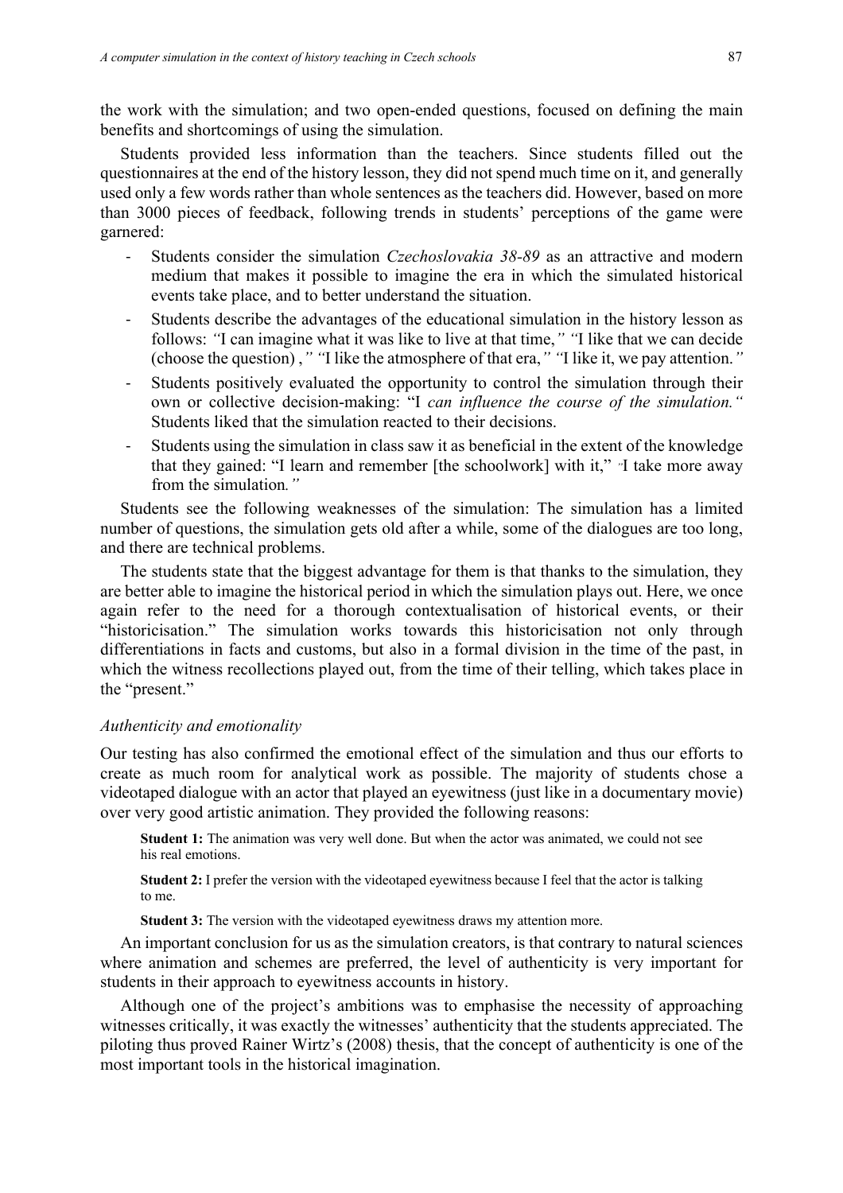the work with the simulation; and two open-ended questions, focused on defining the main benefits and shortcomings of using the simulation.

Students provided less information than the teachers. Since students filled out the questionnaires at the end of the history lesson, they did not spend much time on it, and generally used only a few words rather than whole sentences as the teachers did. However, based on more than 3000 pieces of feedback, following trends in students' perceptions of the game were garnered:

- Students consider the simulation *Czechoslovakia 38-89* as an attractive and modern medium that makes it possible to imagine the era in which the simulated historical events take place, and to better understand the situation.
- Students describe the advantages of the educational simulation in the history lesson as follows: *"*I can imagine what it was like to live at that time,*" "*I like that we can decide (choose the question) ,*" "*I like the atmosphere of that era,*" "*I like it, we pay attention.*"*
- Students positively evaluated the opportunity to control the simulation through their own or collective decision-making: "I *can influence the course of the simulation."* Students liked that the simulation reacted to their decisions.
- Students using the simulation in class saw it as beneficial in the extent of the knowledge that they gained: "I learn and remember [the schoolwork] with it," "I take more away from the simulation*."*

Students see the following weaknesses of the simulation: The simulation has a limited number of questions, the simulation gets old after a while, some of the dialogues are too long, and there are technical problems.

The students state that the biggest advantage for them is that thanks to the simulation, they are better able to imagine the historical period in which the simulation plays out. Here, we once again refer to the need for a thorough contextualisation of historical events, or their "historicisation." The simulation works towards this historicisation not only through differentiations in facts and customs, but also in a formal division in the time of the past, in which the witness recollections played out, from the time of their telling, which takes place in the "present."

*Authenticity and emotionality*

Our testing has also confirmed the emotional effect of the simulation and thus our efforts to create as much room for analytical work as possible. The majority of students chose a videotaped dialogue with an actor that played an eyewitness (just like in a documentary movie) over very good artistic animation. They provided the following reasons:

> **Student 1:** The animation was very well done. But when the actor was animated, we could not see his real emotions.
>
> **Student 2:** I prefer the version with the videotaped eyewitness because I feel that the actor is talking to me.
>
> **Student 3:** The version with the videotaped eyewitness draws my attention more.

An important conclusion for us as the simulation creators, is that contrary to natural sciences where animation and schemes are preferred, the level of authenticity is very important for students in their approach to eyewitness accounts in history.

Although one of the project's ambitions was to emphasise the necessity of approaching witnesses critically, it was exactly the witnesses' authenticity that the students appreciated. The piloting thus proved Rainer Wirtz's (2008) thesis, that the concept of authenticity is one of the most important tools in the historical imagination.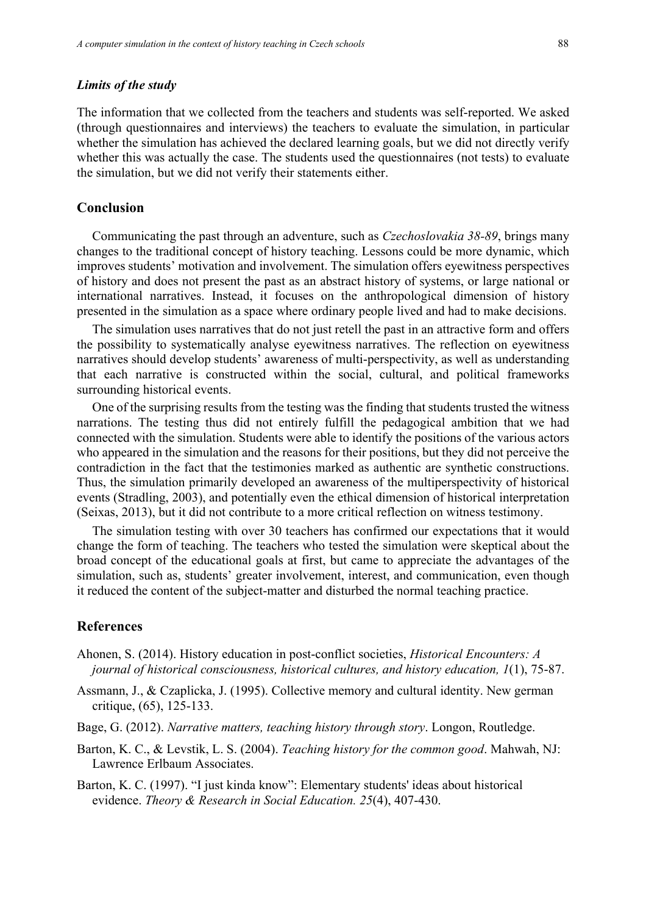### *Limits of the study*

The information that we collected from the teachers and students was self-reported. We asked (through questionnaires and interviews) the teachers to evaluate the simulation, in particular whether the simulation has achieved the declared learning goals, but we did not directly verify whether this was actually the case. The students used the questionnaires (not tests) to evaluate the simulation, but we did not verify their statements either.

## Conclusion

Communicating the past through an adventure, such as *Czechoslovakia 38-89*, brings many changes to the traditional concept of history teaching. Lessons could be more dynamic, which improves students' motivation and involvement. The simulation offers eyewitness perspectives of history and does not present the past as an abstract history of systems, or large national or international narratives. Instead, it focuses on the anthropological dimension of history presented in the simulation as a space where ordinary people lived and had to make decisions.

The simulation uses narratives that do not just retell the past in an attractive form and offers the possibility to systematically analyse eyewitness narratives. The reflection on eyewitness narratives should develop students' awareness of multi-perspectivity, as well as understanding that each narrative is constructed within the social, cultural, and political frameworks surrounding historical events.

One of the surprising results from the testing was the finding that students trusted the witness narrations. The testing thus did not entirely fulfill the pedagogical ambition that we had connected with the simulation. Students were able to identify the positions of the various actors who appeared in the simulation and the reasons for their positions, but they did not perceive the contradiction in the fact that the testimonies marked as authentic are synthetic constructions. Thus, the simulation primarily developed an awareness of the multiperspectivity of historical events (Stradling, 2003), and potentially even the ethical dimension of historical interpretation (Seixas, 2013), but it did not contribute to a more critical reflection on witness testimony.

The simulation testing with over 30 teachers has confirmed our expectations that it would change the form of teaching. The teachers who tested the simulation were skeptical about the broad concept of the educational goals at first, but came to appreciate the advantages of the simulation, such as, students' greater involvement, interest, and communication, even though it reduced the content of the subject-matter and disturbed the normal teaching practice.

## References

Ahonen, S. (2014). History education in post-conflict societies, *Historical Encounters: A journal of historical consciousness, historical cultures, and history education, 1*(1), 75-87.

Assmann, J., & Czaplicka, J. (1995). Collective memory and cultural identity. New german critique, (65), 125-133.

Bage, G. (2012). *Narrative matters, teaching history through story*. Longon, Routledge.

Barton, K. C., & Levstik, L. S. (2004). *Teaching history for the common good*. Mahwah, NJ: Lawrence Erlbaum Associates.

Barton, K. C. (1997). "I just kinda know": Elementary students' ideas about historical evidence. *Theory & Research in Social Education. 25*(4), 407-430.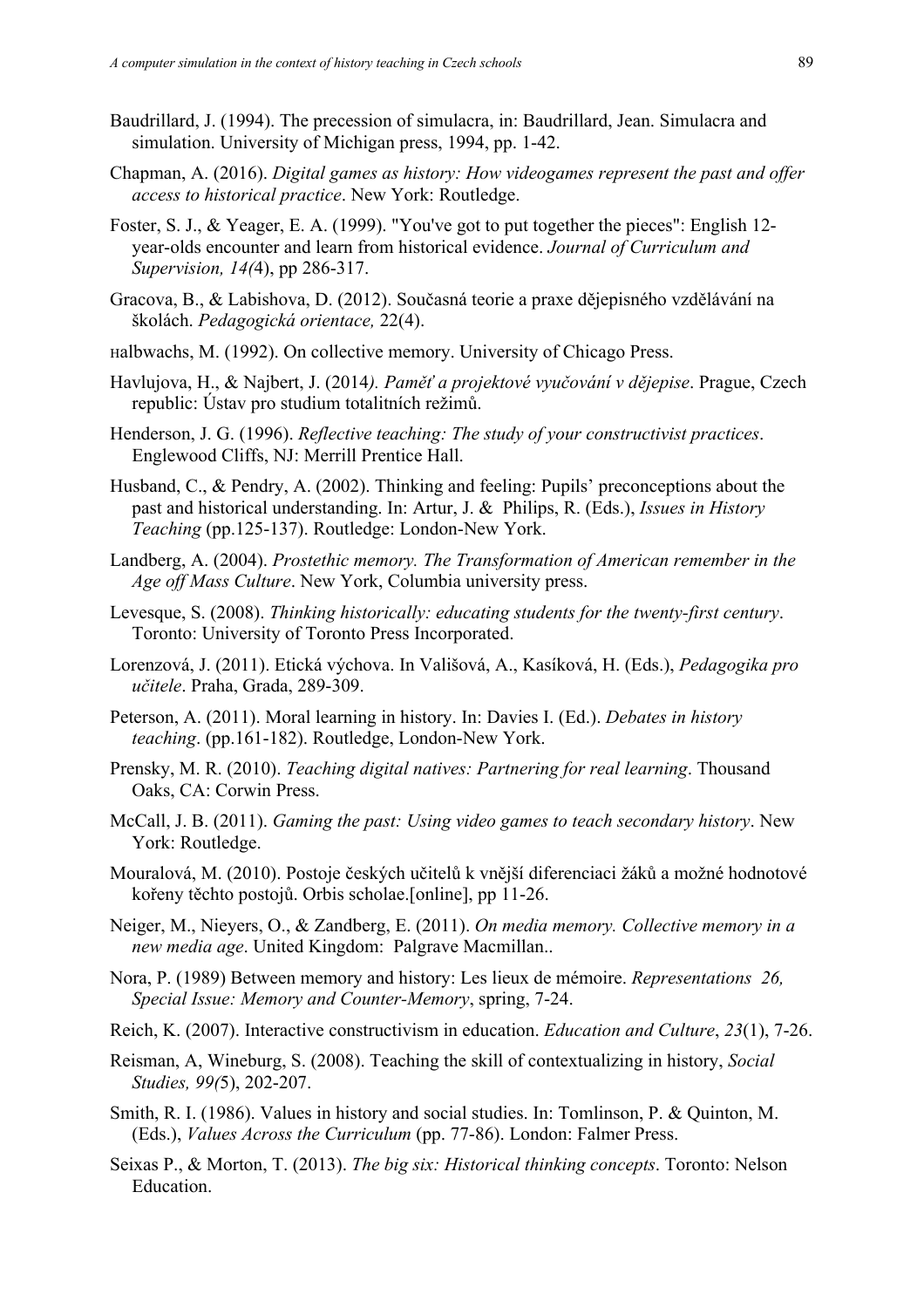Baudrillard, J. (1994). The precession of simulacra, in: Baudrillard, Jean. Simulacra and simulation. University of Michigan press, 1994, pp. 1-42.

Chapman, A. (2016). *Digital games as history: How videogames represent the past and offer access to historical practice*. New York: Routledge.

Foster, S. J., & Yeager, E. A. (1999). "You've got to put together the pieces": English 12-year-olds encounter and learn from historical evidence. *Journal of Curriculum and Supervision, 14(*4), pp 286-317.

Gracova, B., & Labishova, D. (2012). Současná teorie a praxe dějepisného vzdělávání na školách. *Pedagogická orientace,* 22(4).

Halbwachs, M. (1992). On collective memory. University of Chicago Press.

Havlujova, H., & Najbert, J. (2014*). Paměť a projektové vyučování v dějepise*. Prague, Czech republic: Ústav pro studium totalitních režimů.

Henderson, J. G. (1996). *Reflective teaching: The study of your constructivist practices*. Englewood Cliffs, NJ: Merrill Prentice Hall.

Husband, C., & Pendry, A. (2002). Thinking and feeling: Pupils' preconceptions about the past and historical understanding. In: Artur, J. & Philips, R. (Eds.), *Issues in History Teaching* (pp.125-137). Routledge: London-New York.

Landberg, A. (2004). *Prostethic memory. The Transformation of American remember in the Age off Mass Culture*. New York, Columbia university press.

Levesque, S. (2008). *Thinking historically: educating students for the twenty-first century*. Toronto: University of Toronto Press Incorporated.

Lorenzová, J. (2011). Etická výchova. In Vališová, A., Kasíková, H. (Eds.), *Pedagogika pro učitele*. Praha, Grada, 289-309.

Peterson, A. (2011). Moral learning in history. In: Davies I. (Ed.). *Debates in history teaching*. (pp.161-182). Routledge, London-New York.

Prensky, M. R. (2010). *Teaching digital natives: Partnering for real learning*. Thousand Oaks, CA: Corwin Press.

McCall, J. B. (2011). *Gaming the past: Using video games to teach secondary history*. New York: Routledge.

Mouralová, M. (2010). Postoje českých učitelů k vnější diferenciaci žáků a možné hodnotové kořeny těchto postojů. Orbis scholae.[online], pp 11-26.

Neiger, M., Nieyers, O., & Zandberg, E. (2011). *On media memory. Collective memory in a new media age*. United Kingdom: Palgrave Macmillan..

Nora, P. (1989) Between memory and history: Les lieux de mémoire. *Representations 26, Special Issue: Memory and Counter-Memory*, spring, 7-24.

Reich, K. (2007). Interactive constructivism in education. *Education and Culture*, *23*(1), 7-26.

Reisman, A, Wineburg, S. (2008). Teaching the skill of contextualizing in history, *Social Studies, 99(*5), 202-207.

Smith, R. I. (1986). Values in history and social studies. In: Tomlinson, P. & Quinton, M. (Eds.), *Values Across the Curriculum* (pp. 77-86). London: Falmer Press.

Seixas P., & Morton, T. (2013). *The big six: Historical thinking concepts*. Toronto: Nelson Education.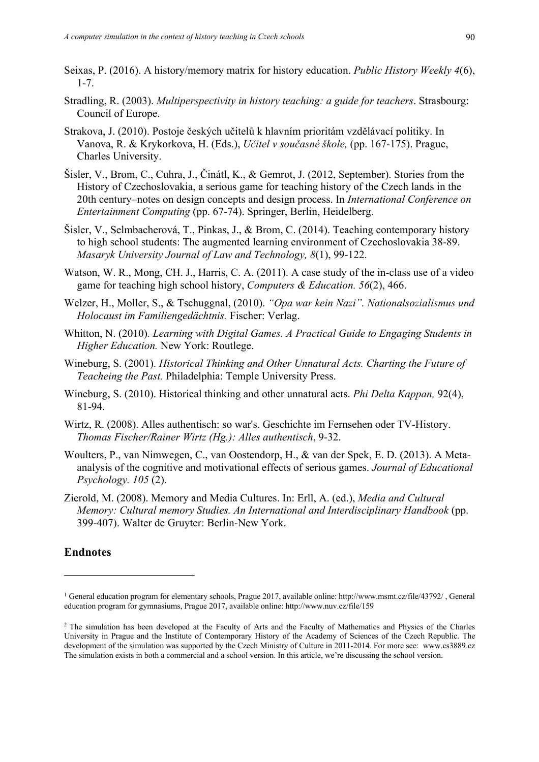Seixas, P. (2016). A history/memory matrix for history education. *Public History Weekly 4*(6), 1-7.

Stradling, R. (2003). *Multiperspectivity in history teaching: a guide for teachers*. Strasbourg: Council of Europe.

Strakova, J. (2010). Postoje českých učitelů k hlavním prioritám vzdělávací politiky. In Vanova, R. & Krykorkova, H. (Eds.), *Učitel v současné škole,* (pp. 167-175). Prague, Charles University.

Šisler, V., Brom, C., Cuhra, J., Činátl, K., & Gemrot, J. (2012, September). Stories from the History of Czechoslovakia, a serious game for teaching history of the Czech lands in the 20th century–notes on design concepts and design process. In *International Conference on Entertainment Computing* (pp. 67-74). Springer, Berlin, Heidelberg.

Šisler, V., Selmbacherová, T., Pinkas, J., & Brom, C. (2014). Teaching contemporary history to high school students: The augmented learning environment of Czechoslovakia 38-89. *Masaryk University Journal of Law and Technology, 8*(1), 99-122.

Watson, W. R., Mong, CH. J., Harris, C. A. (2011). A case study of the in-class use of a video game for teaching high school history, *Computers & Education. 56*(2), 466.

Welzer, H., Moller, S., & Tschuggnal, (2010). *"Opa war kein Nazi". Nationalsozialismus und Holocaust im Familiengedächtnis.* Fischer: Verlag.

Whitton, N. (2010). *Learning with Digital Games. A Practical Guide to Engaging Students in Higher Education.* New York: Routlege.

Wineburg, S. (2001). *Historical Thinking and Other Unnatural Acts. Charting the Future of Teacheing the Past.* Philadelphia: Temple University Press.

Wineburg, S. (2010). Historical thinking and other unnatural acts. *Phi Delta Kappan,* 92(4), 81-94.

Wirtz, R. (2008). Alles authentisch: so war's. Geschichte im Fernsehen oder TV-History. *Thomas Fischer/Rainer Wirtz (Hg.): Alles authentisch*, 9-32.

Woulters, P., van Nimwegen, C., van Oostendorp, H., & van der Spek, E. D. (2013). A Meta-analysis of the cognitive and motivational effects of serious games. *Journal of Educational Psychology. 105* (2).

Zierold, M. (2008). Memory and Media Cultures. In: Erll, A. (ed.), *Media and Cultural Memory: Cultural memory Studies. An International and Interdisciplinary Handbook* (pp. 399-407). Walter de Gruyter: Berlin-New York.

## Endnotes

[1] General education program for elementary schools, Prague 2017, available online: http://www.msmt.cz/file/43792/ , General education program for gymnasiums, Prague 2017, available online: http://www.nuv.cz/file/159

[2] The simulation has been developed at the Faculty of Arts and the Faculty of Mathematics and Physics of the Charles University in Prague and the Institute of Contemporary History of the Academy of Sciences of the Czech Republic. The development of the simulation was supported by the Czech Ministry of Culture in 2011-2014. For more see: www.cs3889.cz The simulation exists in both a commercial and a school version. In this article, we're discussing the school version.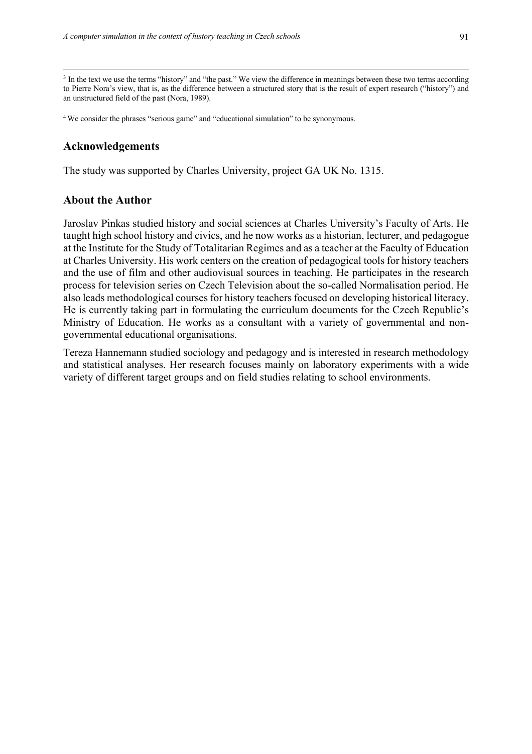[3] In the text we use the terms "history" and "the past." We view the difference in meanings between these two terms according to Pierre Nora's view, that is, as the difference between a structured story that is the result of expert research ("history") and an unstructured field of the past (Nora, 1989).

[4] We consider the phrases "serious game" and "educational simulation" to be synonymous.

## Acknowledgements

The study was supported by Charles University, project GA UK No. 1315.

## About the Author

Jaroslav Pinkas studied history and social sciences at Charles University's Faculty of Arts. He taught high school history and civics, and he now works as a historian, lecturer, and pedagogue at the Institute for the Study of Totalitarian Regimes and as a teacher at the Faculty of Education at Charles University. His work centers on the creation of pedagogical tools for history teachers and the use of film and other audiovisual sources in teaching. He participates in the research process for television series on Czech Television about the so-called Normalisation period. He also leads methodological courses for history teachers focused on developing historical literacy. He is currently taking part in formulating the curriculum documents for the Czech Republic's Ministry of Education. He works as a consultant with a variety of governmental and non-governmental educational organisations.

Tereza Hannemann studied sociology and pedagogy and is interested in research methodology and statistical analyses. Her research focuses mainly on laboratory experiments with a wide variety of different target groups and on field studies relating to school environments.